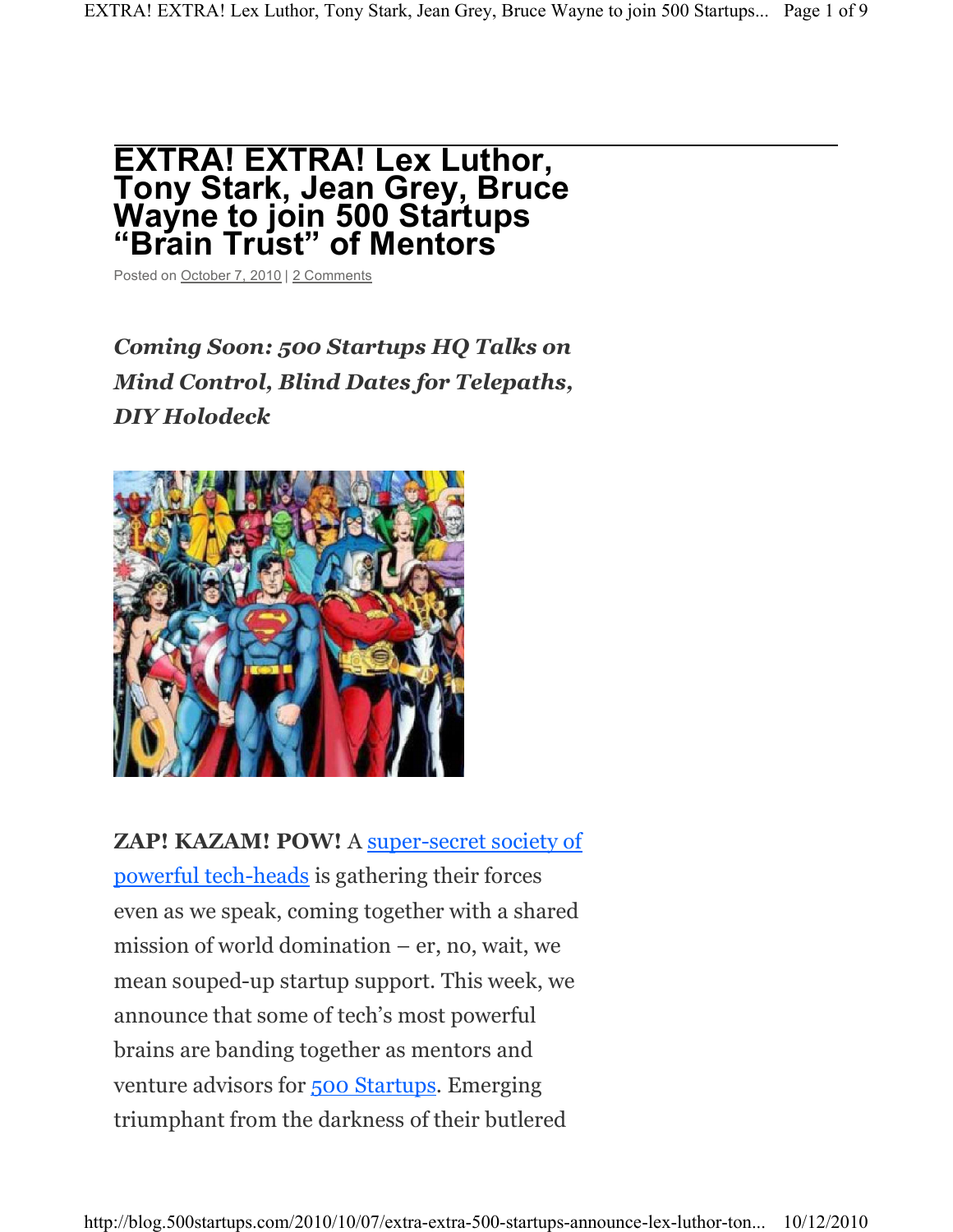# EXTRA! EXTRA! Lex Luthor, Tony Stark, Jean Grey, Bruce Wayne to join 500 Startups "Brain Trust" of Mentors

Posted on October 7, 2010 | 2 Comments

***Coming Soon: 500 Startups HQ Talks on Mind Control, Blind Dates for Telepaths, DIY Holodeck***

**ZAP! KAZAM! POW!** A super-secret society of powerful tech-heads is gathering their forces even as we speak, coming together with a shared mission of world domination – er, no, wait, we mean souped-up startup support. This week, we announce that some of tech's most powerful brains are banding together as mentors and venture advisors for 500 Startups. Emerging triumphant from the darkness of their butlered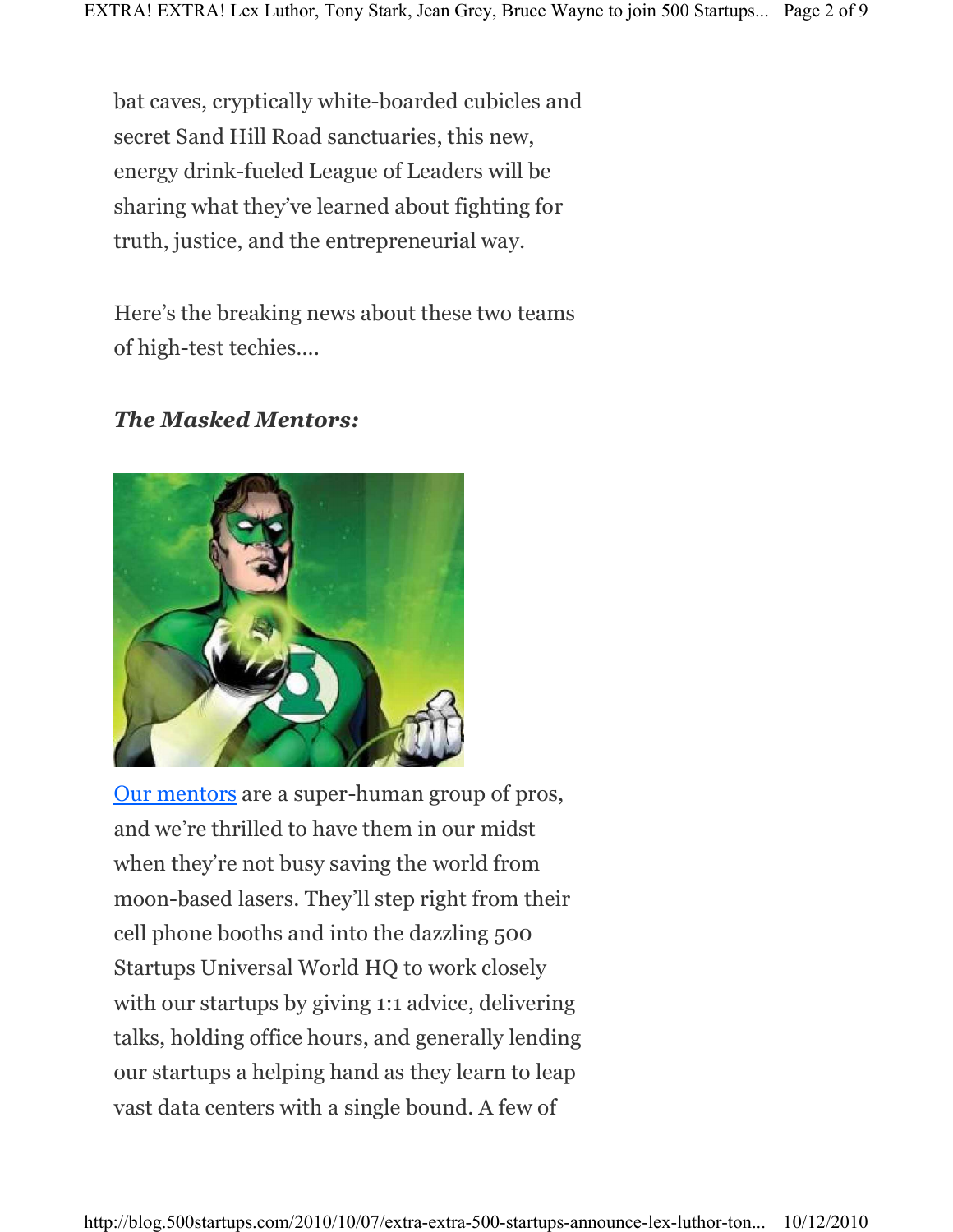bat caves, cryptically white-boarded cubicles and secret Sand Hill Road sanctuaries, this new, energy drink-fueled League of Leaders will be sharing what they've learned about fighting for truth, justice, and the entrepreneurial way.

Here's the breaking news about these two teams of high-test techies....

***The Masked Mentors:***

[Our mentors](#) are a super-human group of pros, and we're thrilled to have them in our midst when they're not busy saving the world from moon-based lasers. They'll step right from their cell phone booths and into the dazzling 500 Startups Universal World HQ to work closely with our startups by giving 1:1 advice, delivering talks, holding office hours, and generally lending our startups a helping hand as they learn to leap vast data centers with a single bound. A few of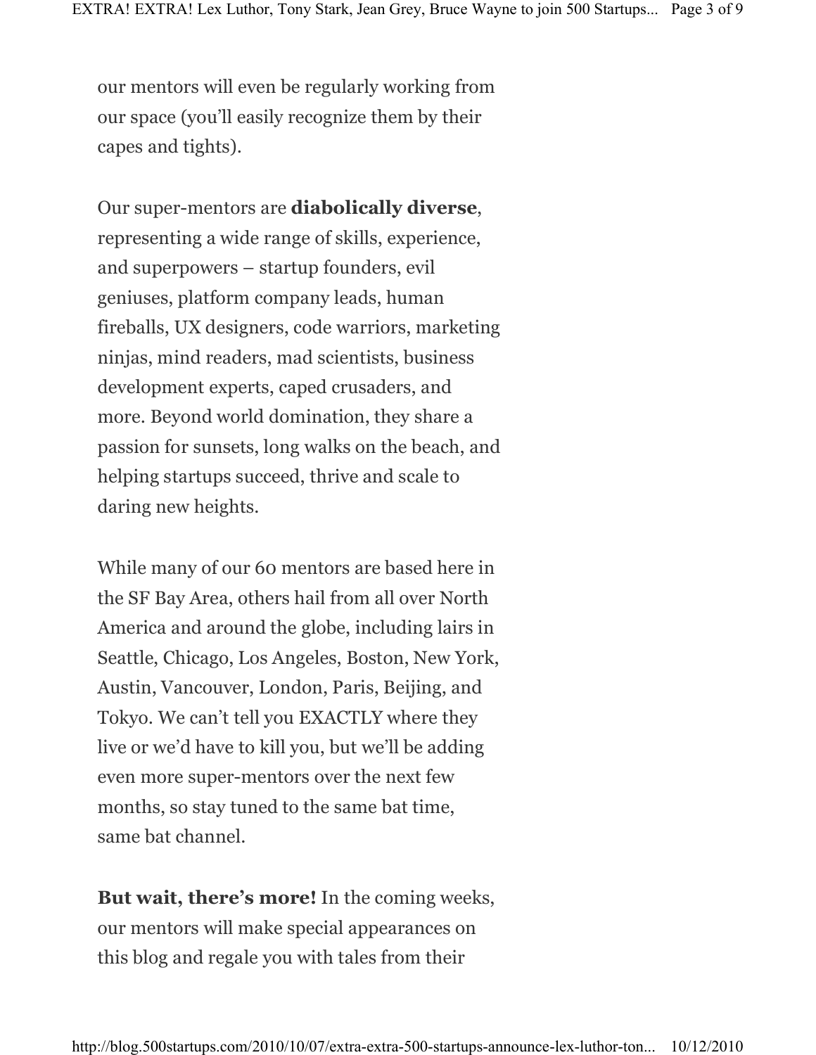our mentors will even be regularly working from our space (you'll easily recognize them by their capes and tights).

Our super-mentors are **diabolically diverse**, representing a wide range of skills, experience, and superpowers – startup founders, evil geniuses, platform company leads, human fireballs, UX designers, code warriors, marketing ninjas, mind readers, mad scientists, business development experts, caped crusaders, and more. Beyond world domination, they share a passion for sunsets, long walks on the beach, and helping startups succeed, thrive and scale to daring new heights.

While many of our 60 mentors are based here in the SF Bay Area, others hail from all over North America and around the globe, including lairs in Seattle, Chicago, Los Angeles, Boston, New York, Austin, Vancouver, London, Paris, Beijing, and Tokyo. We can't tell you EXACTLY where they live or we'd have to kill you, but we'll be adding even more super-mentors over the next few months, so stay tuned to the same bat time, same bat channel.

**But wait, there's more!** In the coming weeks, our mentors will make special appearances on this blog and regale you with tales from their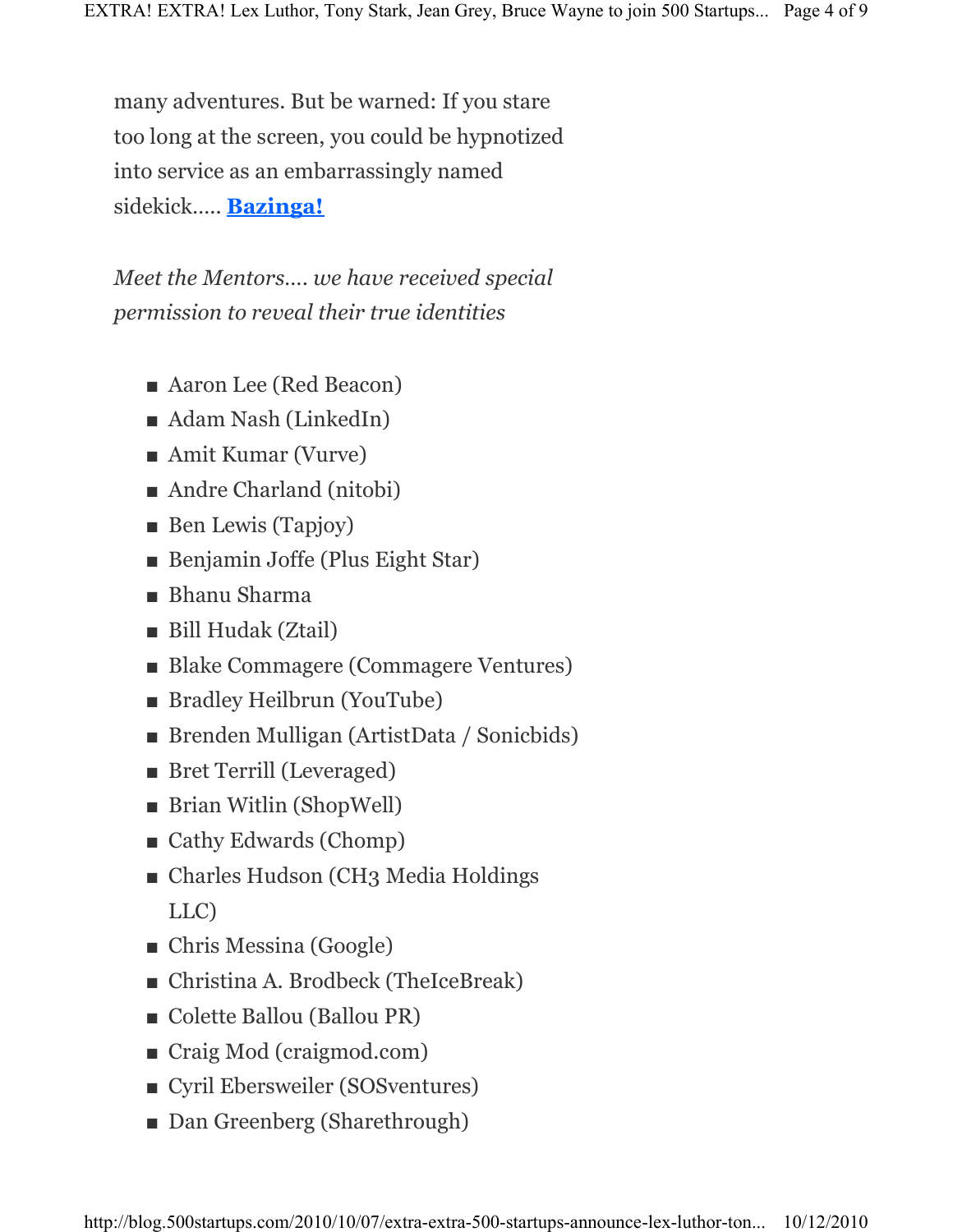many adventures. But be warned: If you stare too long at the screen, you could be hypnotized into service as an embarrassingly named sidekick….. **Bazinga!**

*Meet the Mentors…. we have received special permission to reveal their true identities*

- Aaron Lee (Red Beacon)
- Adam Nash (LinkedIn)
- Amit Kumar (Vurve)
- Andre Charland (nitobi)
- Ben Lewis (Tapjoy)
- Benjamin Joffe (Plus Eight Star)
- Bhanu Sharma
- Bill Hudak (Ztail)
- Blake Commagere (Commagere Ventures)
- Bradley Heilbrun (YouTube)
- Brenden Mulligan (ArtistData / Sonicbids)
- Bret Terrill (Leveraged)
- Brian Witlin (ShopWell)
- Cathy Edwards (Chomp)
- Charles Hudson (CH3 Media Holdings LLC)
- Chris Messina (Google)
- Christina A. Brodbeck (TheIceBreak)
- Colette Ballou (Ballou PR)
- Craig Mod (craigmod.com)
- Cyril Ebersweiler (SOSventures)
- Dan Greenberg (Sharethrough)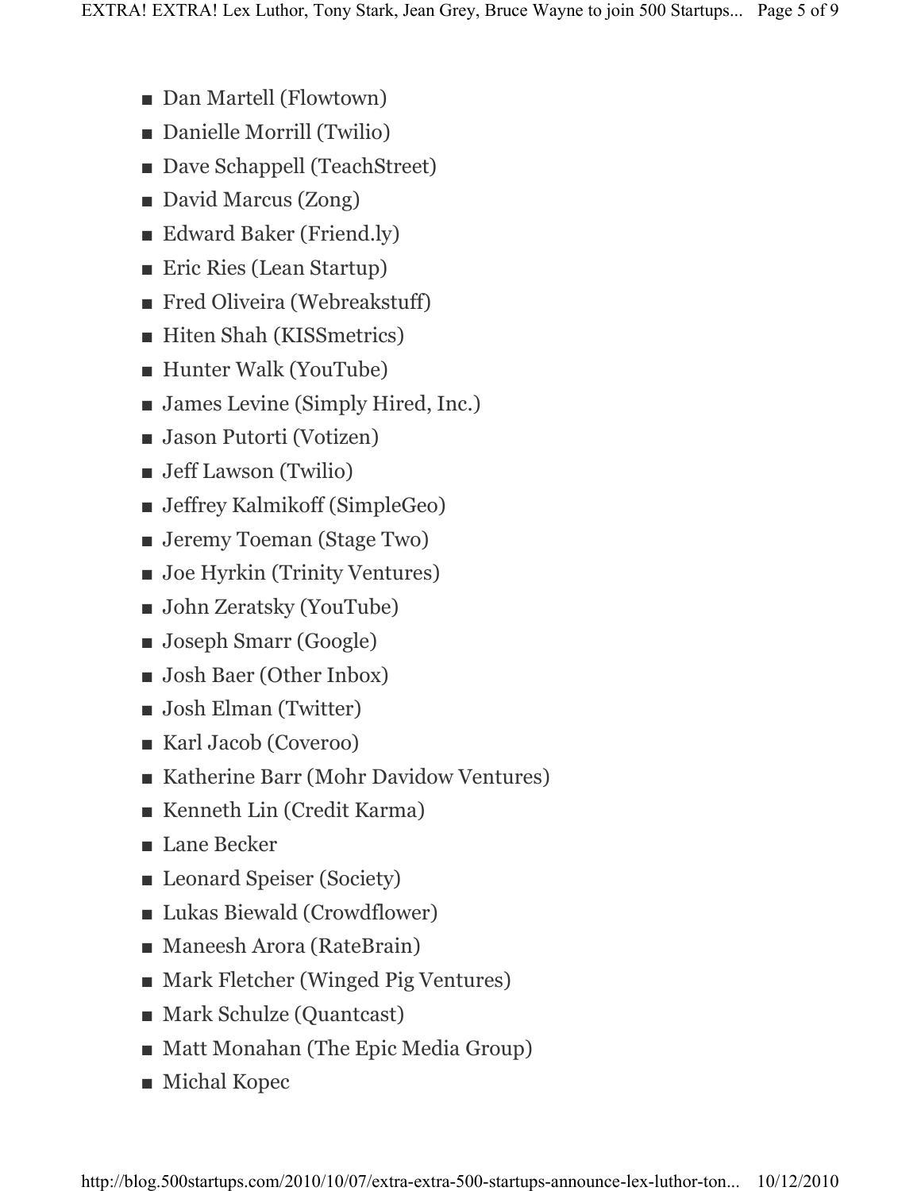- Dan Martell (Flowtown)
- Danielle Morrill (Twilio)
- Dave Schappell (TeachStreet)
- David Marcus (Zong)
- Edward Baker (Friend.ly)
- Eric Ries (Lean Startup)
- Fred Oliveira (Webreakstuff)
- Hiten Shah (KISSmetrics)
- Hunter Walk (YouTube)
- James Levine (Simply Hired, Inc.)
- Jason Putorti (Votizen)
- Jeff Lawson (Twilio)
- Jeffrey Kalmikoff (SimpleGeo)
- Jeremy Toeman (Stage Two)
- Joe Hyrkin (Trinity Ventures)
- John Zeratsky (YouTube)
- Joseph Smarr (Google)
- Josh Baer (Other Inbox)
- Josh Elman (Twitter)
- Karl Jacob (Coveroo)
- Katherine Barr (Mohr Davidow Ventures)
- Kenneth Lin (Credit Karma)
- Lane Becker
- Leonard Speiser (Society)
- Lukas Biewald (Crowdflower)
- Maneesh Arora (RateBrain)
- Mark Fletcher (Winged Pig Ventures)
- Mark Schulze (Quantcast)
- Matt Monahan (The Epic Media Group)
- Michal Kopec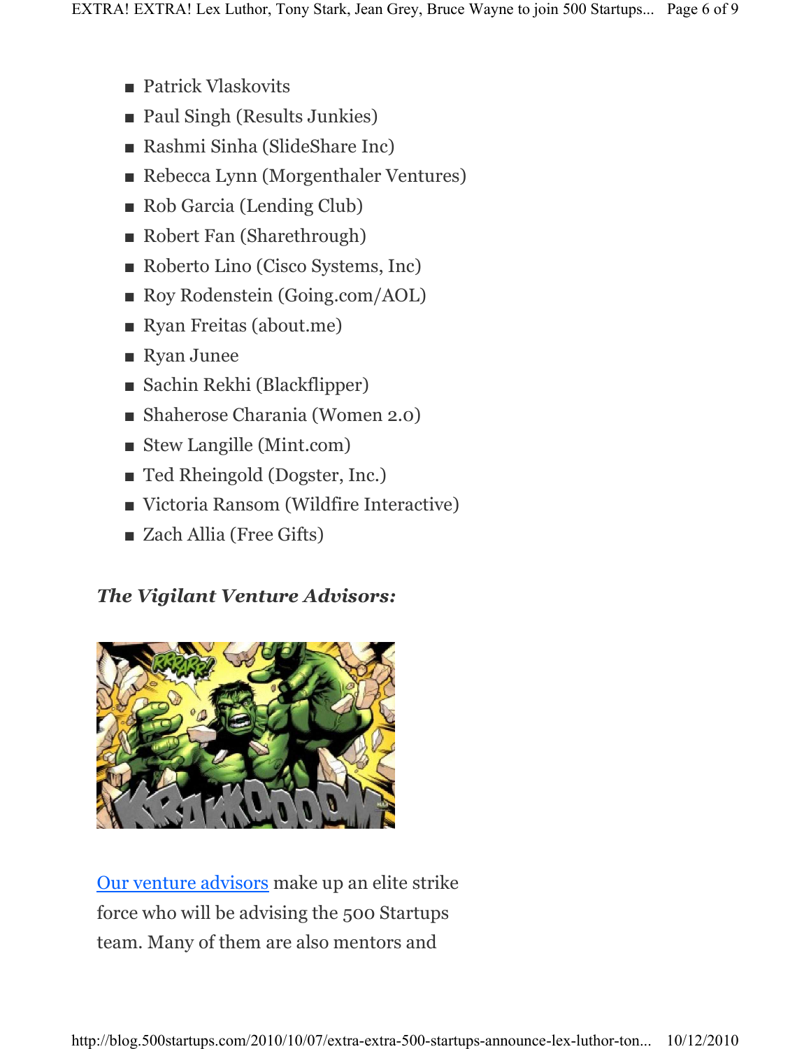- Patrick Vlaskovits
- Paul Singh (Results Junkies)
- Rashmi Sinha (SlideShare Inc)
- Rebecca Lynn (Morgenthaler Ventures)
- Rob Garcia (Lending Club)
- Robert Fan (Sharethrough)
- Roberto Lino (Cisco Systems, Inc)
- Roy Rodenstein (Going.com/AOL)
- Ryan Freitas (about.me)
- Ryan Junee
- Sachin Rekhi (Blackflipper)
- Shaherose Charania (Women 2.0)
- Stew Langille (Mint.com)
- Ted Rheingold (Dogster, Inc.)
- Victoria Ransom (Wildfire Interactive)
- Zach Allia (Free Gifts)

### *The Vigilant Venture Advisors:*

Our venture advisors make up an elite strike force who will be advising the 500 Startups team. Many of them are also mentors and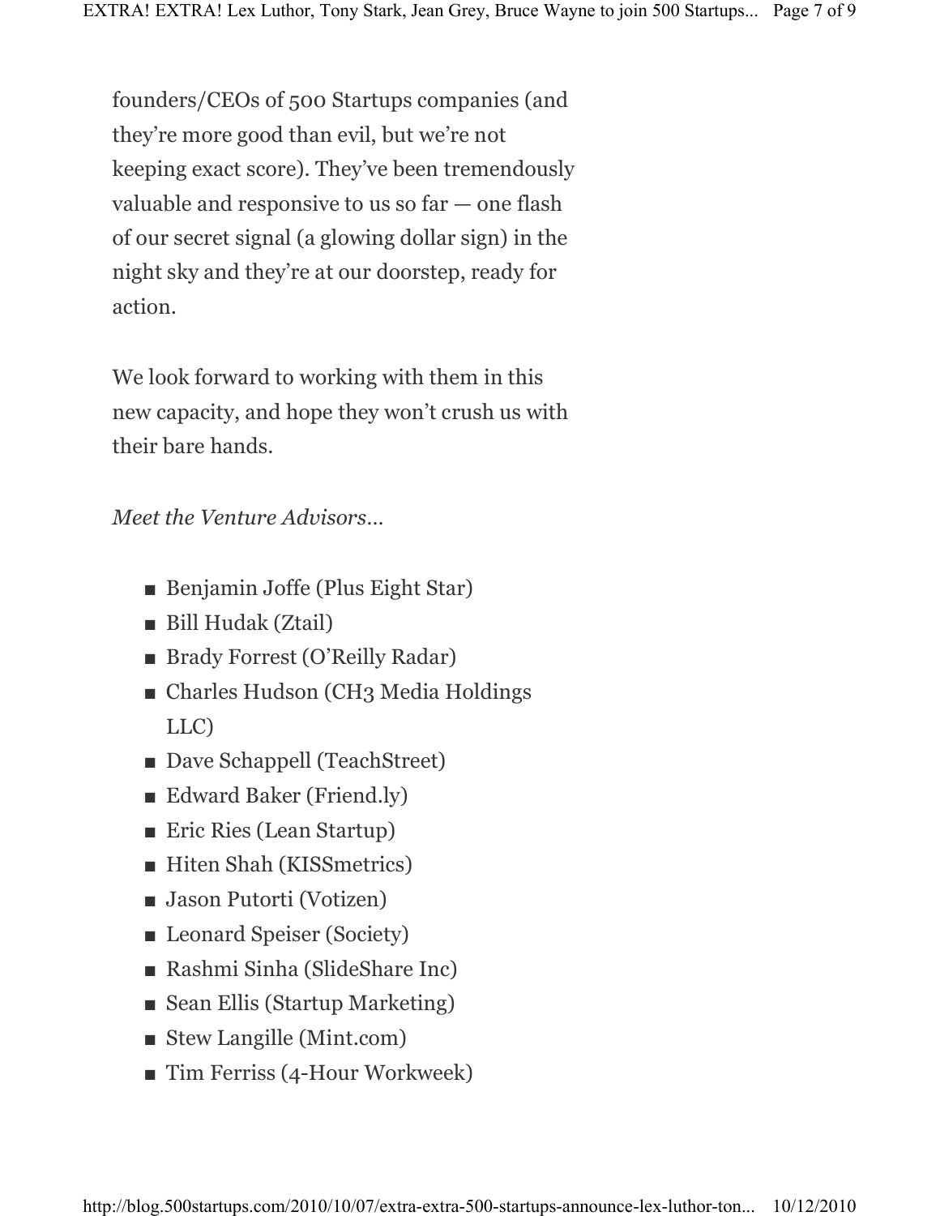founders/CEOs of 500 Startups companies (and they're more good than evil, but we're not keeping exact score). They've been tremendously valuable and responsive to us so far — one flash of our secret signal (a glowing dollar sign) in the night sky and they're at our doorstep, ready for action.

We look forward to working with them in this new capacity, and hope they won't crush us with their bare hands.

*Meet the Venture Advisors…*

- Benjamin Joffe (Plus Eight Star)
- Bill Hudak (Ztail)
- Brady Forrest (O'Reilly Radar)
- Charles Hudson (CH3 Media Holdings LLC)
- Dave Schappell (TeachStreet)
- Edward Baker (Friend.ly)
- Eric Ries (Lean Startup)
- Hiten Shah (KISSmetrics)
- Jason Putorti (Votizen)
- Leonard Speiser (Society)
- Rashmi Sinha (SlideShare Inc)
- Sean Ellis (Startup Marketing)
- Stew Langille (Mint.com)
- Tim Ferriss (4-Hour Workweek)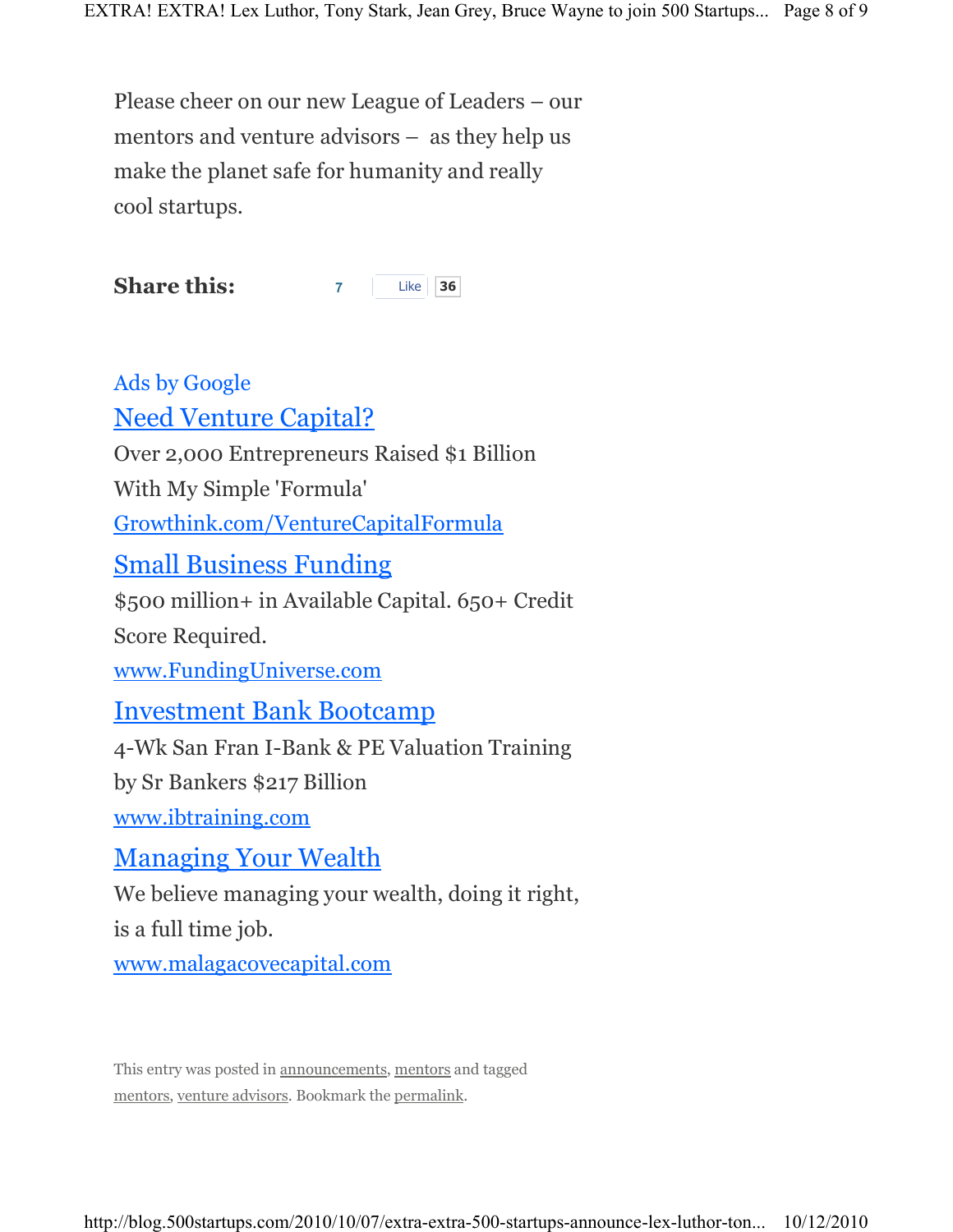Please cheer on our new League of Leaders – our mentors and venture advisors – as they help us make the planet safe for humanity and really cool startups.

**Share this:** 7 Like 36

Ads by Google

[Need Venture Capital?](#)
Over 2,000 Entrepreneurs Raised $1 Billion With My Simple 'Formula'
[Growthink.com/VentureCapitalFormula](#)

[Small Business Funding](#)
$500 million+ in Available Capital. 650+ Credit Score Required.
[www.FundingUniverse.com](#)

[Investment Bank Bootcamp](#)
4-Wk San Fran I-Bank & PE Valuation Training by Sr Bankers $217 Billion
[www.ibtraining.com](#)

[Managing Your Wealth](#)
We believe managing your wealth, doing it right, is a full time job.
[www.malagacovecapital.com](#)

This entry was posted in announcements, mentors and tagged mentors, venture advisors. Bookmark the permalink.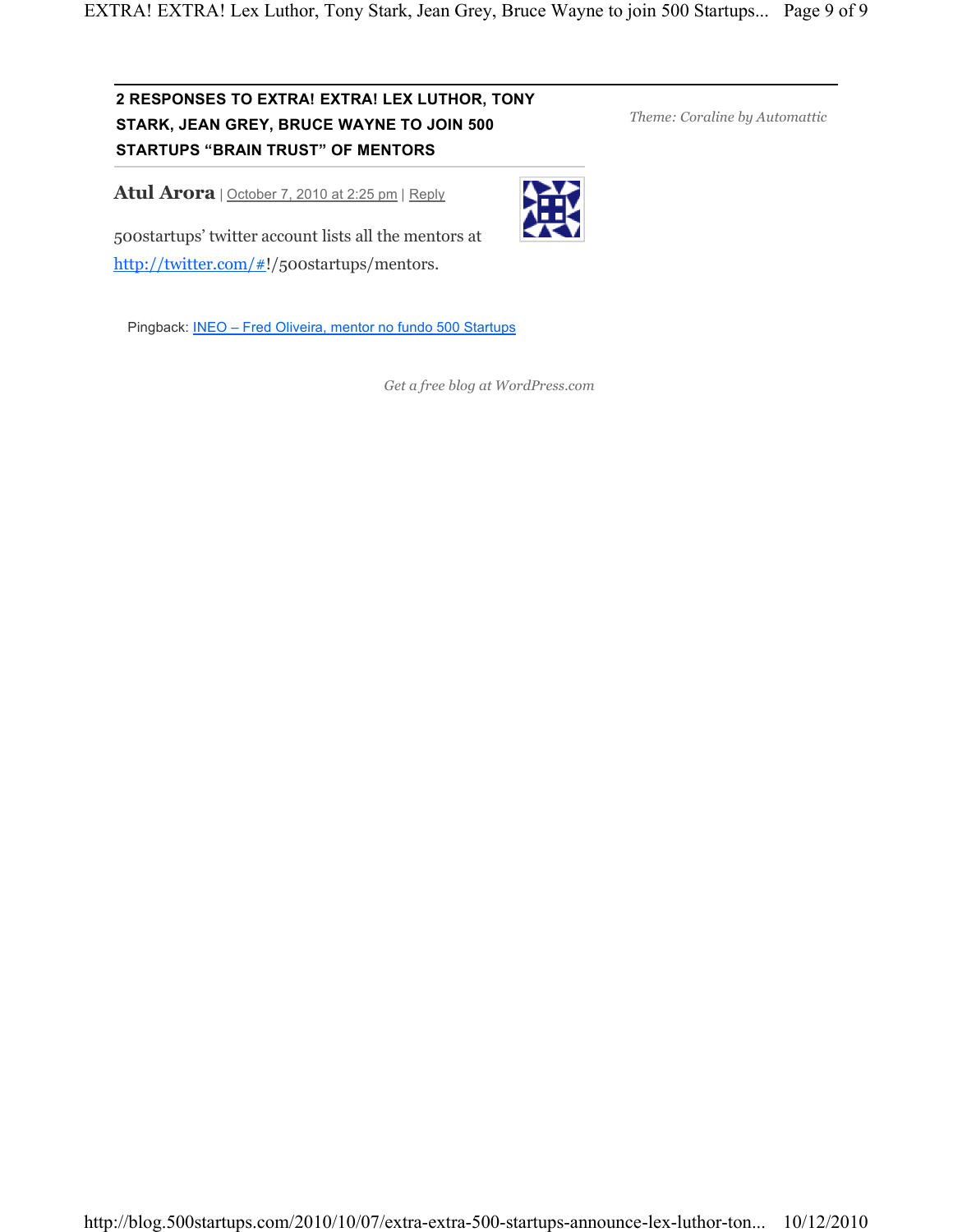## 2 RESPONSES TO EXTRA! EXTRA! LEX LUTHOR, TONY STARK, JEAN GREY, BRUCE WAYNE TO JOIN 500 STARTUPS "BRAIN TRUST" OF MENTORS

*Theme: Coraline by Automattic*

**Atul Arora** | October 7, 2010 at 2:25 pm | Reply

500startups' twitter account lists all the mentors at http://twitter.com/#!/500startups/mentors.

Pingback: INEO – Fred Oliveira, mentor no fundo 500 Startups

*Get a free blog at WordPress.com*